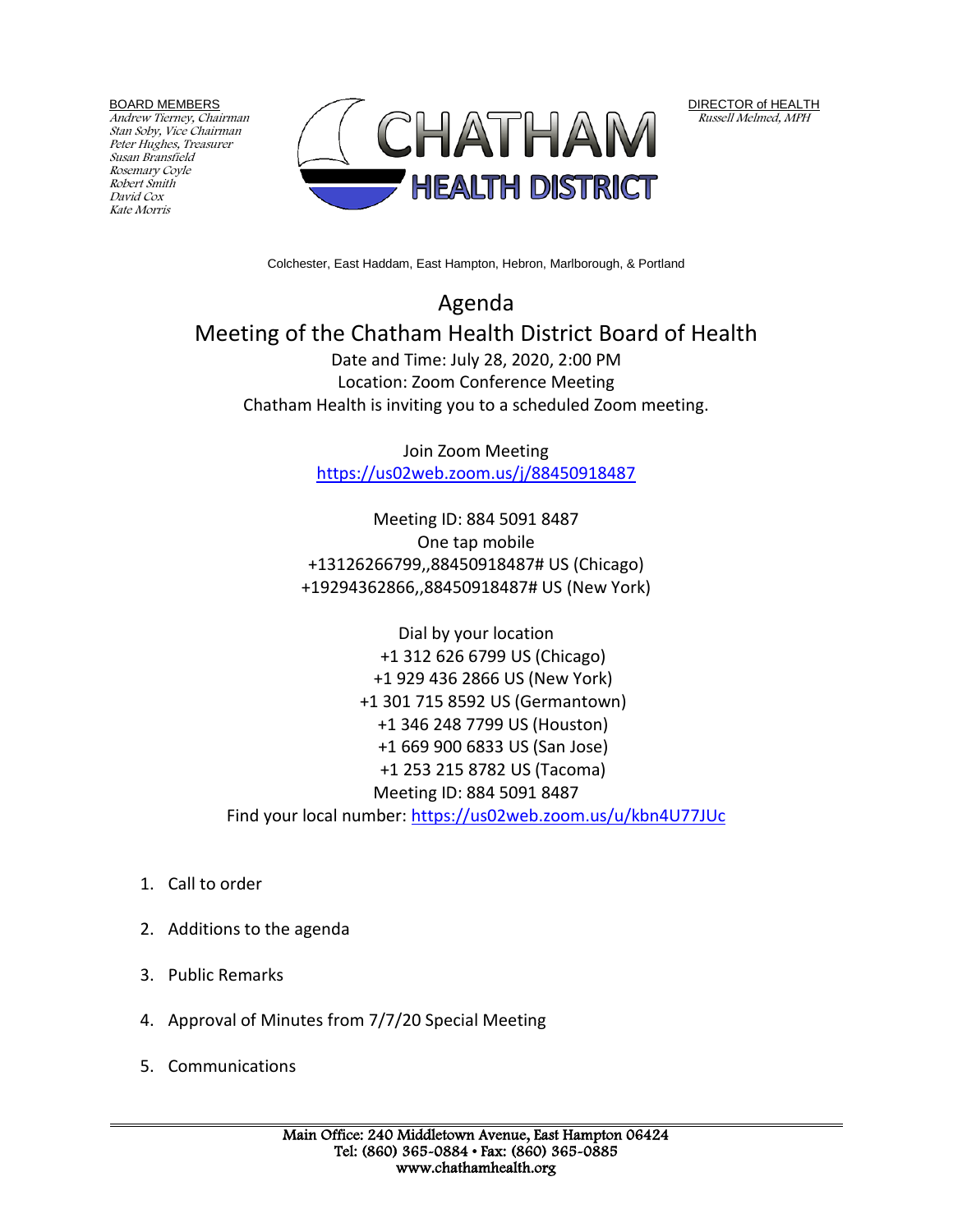BOARD MEMBERS
*Andrew Tierney, Chairman*
*Stan Soby, Vice Chairman*
*Peter Hughes, Treasurer*
*Susan Bransfield*
*Rosemary Coyle*
*Robert Smith*
*David Cox*
*Kate Morris*

# CHATHAM HEALTH DISTRICT

DIRECTOR of HEALTH
*Russell Melmed, MPH*

Colchester, East Haddam, East Hampton, Hebron, Marlborough, & Portland

## Agenda
## Meeting of the Chatham Health District Board of Health

Date and Time: July 28, 2020, 2:00 PM
Location: Zoom Conference Meeting
Chatham Health is inviting you to a scheduled Zoom meeting.

Join Zoom Meeting
https://us02web.zoom.us/j/88450918487

Meeting ID: 884 5091 8487
One tap mobile
+13126266799,,88450918487# US (Chicago)
+19294362866,,88450918487# US (New York)

Dial by your location
+1 312 626 6799 US (Chicago)
+1 929 436 2866 US (New York)
+1 301 715 8592 US (Germantown)
+1 346 248 7799 US (Houston)
+1 669 900 6833 US (San Jose)
+1 253 215 8782 US (Tacoma)
Meeting ID: 884 5091 8487
Find your local number: https://us02web.zoom.us/u/kbn4U77JUc

1. Call to order
2. Additions to the agenda
3. Public Remarks
4. Approval of Minutes from 7/7/20 Special Meeting
5. Communications

Main Office: 240 Middletown Avenue, East Hampton 06424
Tel: (860) 365-0884 • Fax: (860) 365-0885
www.chathamhealth.org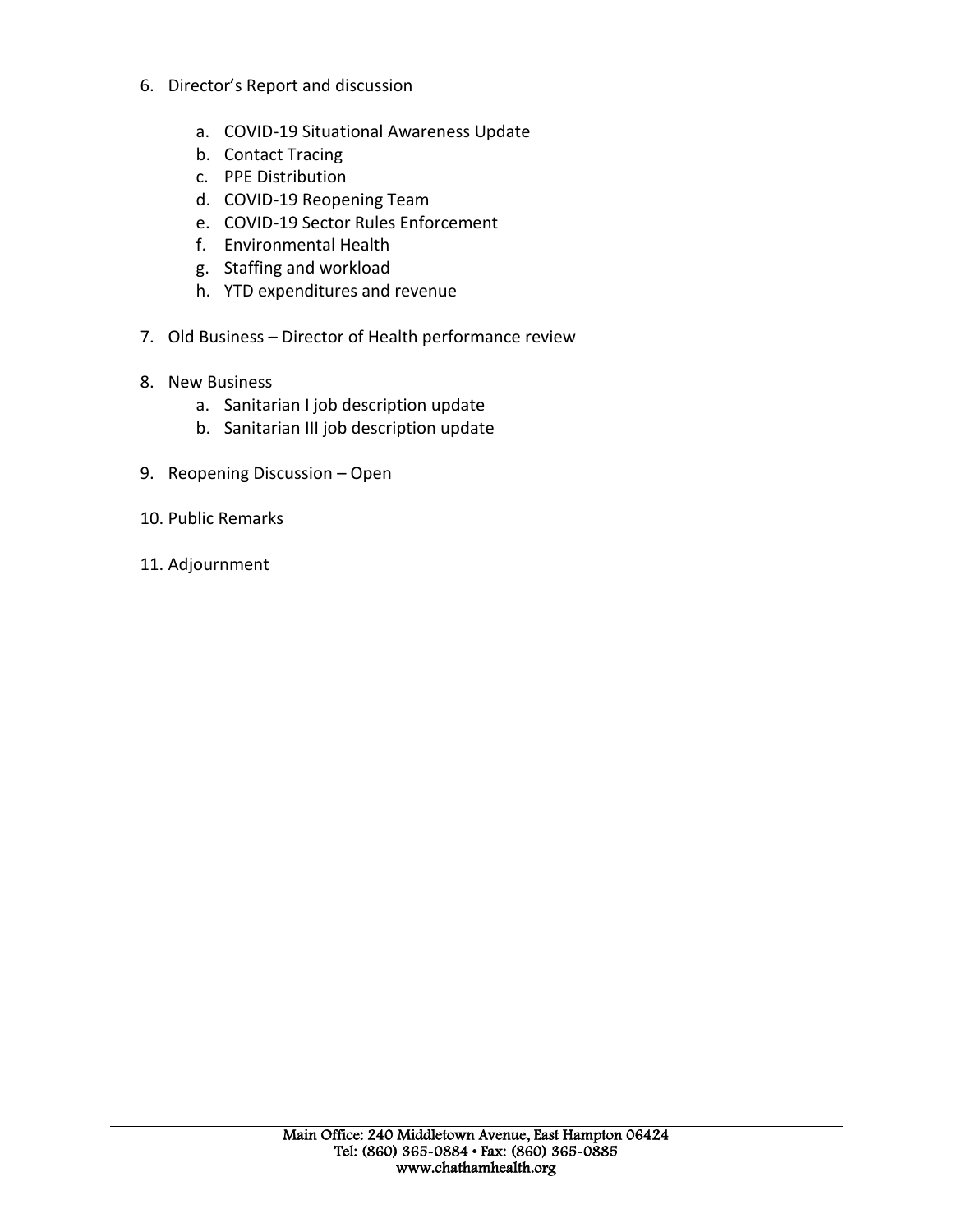6. Director's Report and discussion

    a. COVID-19 Situational Awareness Update
    b. Contact Tracing
    c. PPE Distribution
    d. COVID-19 Reopening Team
    e. COVID-19 Sector Rules Enforcement
    f. Environmental Health
    g. Staffing and workload
    h. YTD expenditures and revenue

7. Old Business – Director of Health performance review

8. New Business
    a. Sanitarian I job description update
    b. Sanitarian III job description update

9. Reopening Discussion – Open

10. Public Remarks

11. Adjournment

Main Office: 240 Middletown Avenue, East Hampton 06424
Tel: (860) 365-0884 • Fax: (860) 365-0885
www.chathamhealth.org